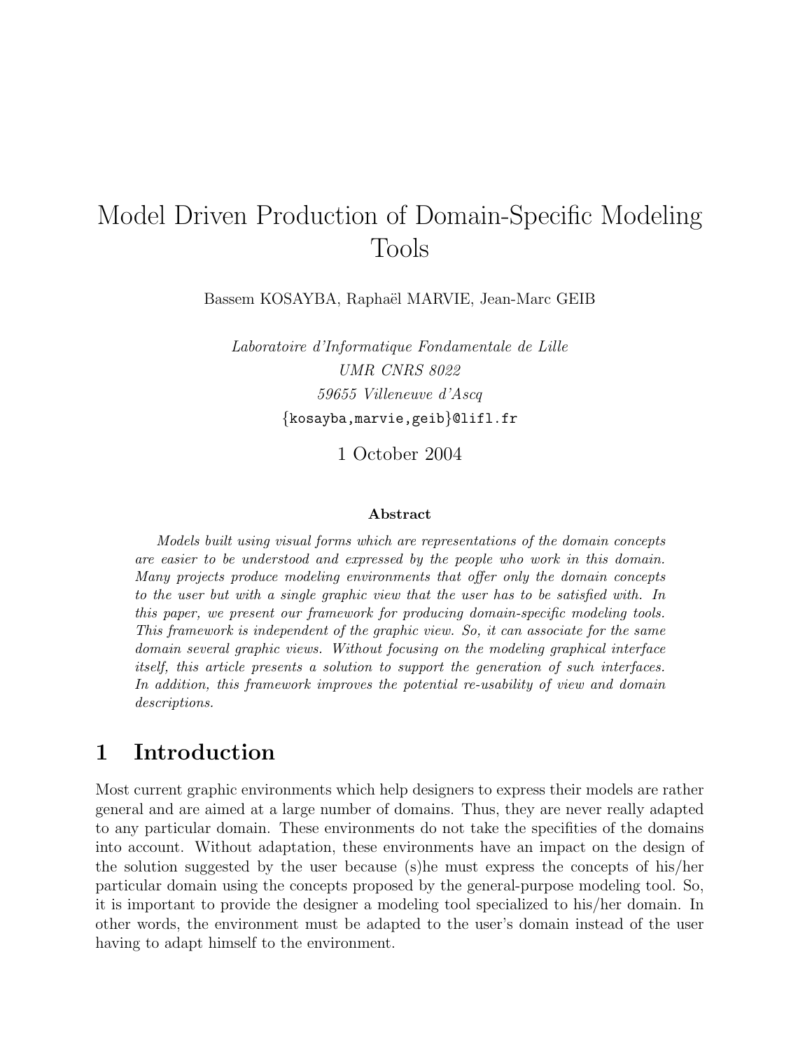# Model Driven Production of Domain-Specific Modeling Tools

Bassem KOSAYBA, Raphaël MARVIE, Jean-Marc GEIB

*Laboratoire d'Informatique Fondamentale de Lille*
*UMR CNRS 8022*
*59655 Villeneuve d'Ascq*
{kosayba,marvie,geib}@lifl.fr

1 October 2004

**Abstract**

*Models built using visual forms which are representations of the domain concepts are easier to be understood and expressed by the people who work in this domain. Many projects produce modeling environments that offer only the domain concepts to the user but with a single graphic view that the user has to be satisfied with. In this paper, we present our framework for producing domain-specific modeling tools. This framework is independent of the graphic view. So, it can associate for the same domain several graphic views. Without focusing on the modeling graphical interface itself, this article presents a solution to support the generation of such interfaces. In addition, this framework improves the potential re-usability of view and domain descriptions.*

## 1 Introduction

Most current graphic environments which help designers to express their models are rather general and are aimed at a large number of domains. Thus, they are never really adapted to any particular domain. These environments do not take the specifities of the domains into account. Without adaptation, these environments have an impact on the design of the solution suggested by the user because (s)he must express the concepts of his/her particular domain using the concepts proposed by the general-purpose modeling tool. So, it is important to provide the designer a modeling tool specialized to his/her domain. In other words, the environment must be adapted to the user's domain instead of the user having to adapt himself to the environment.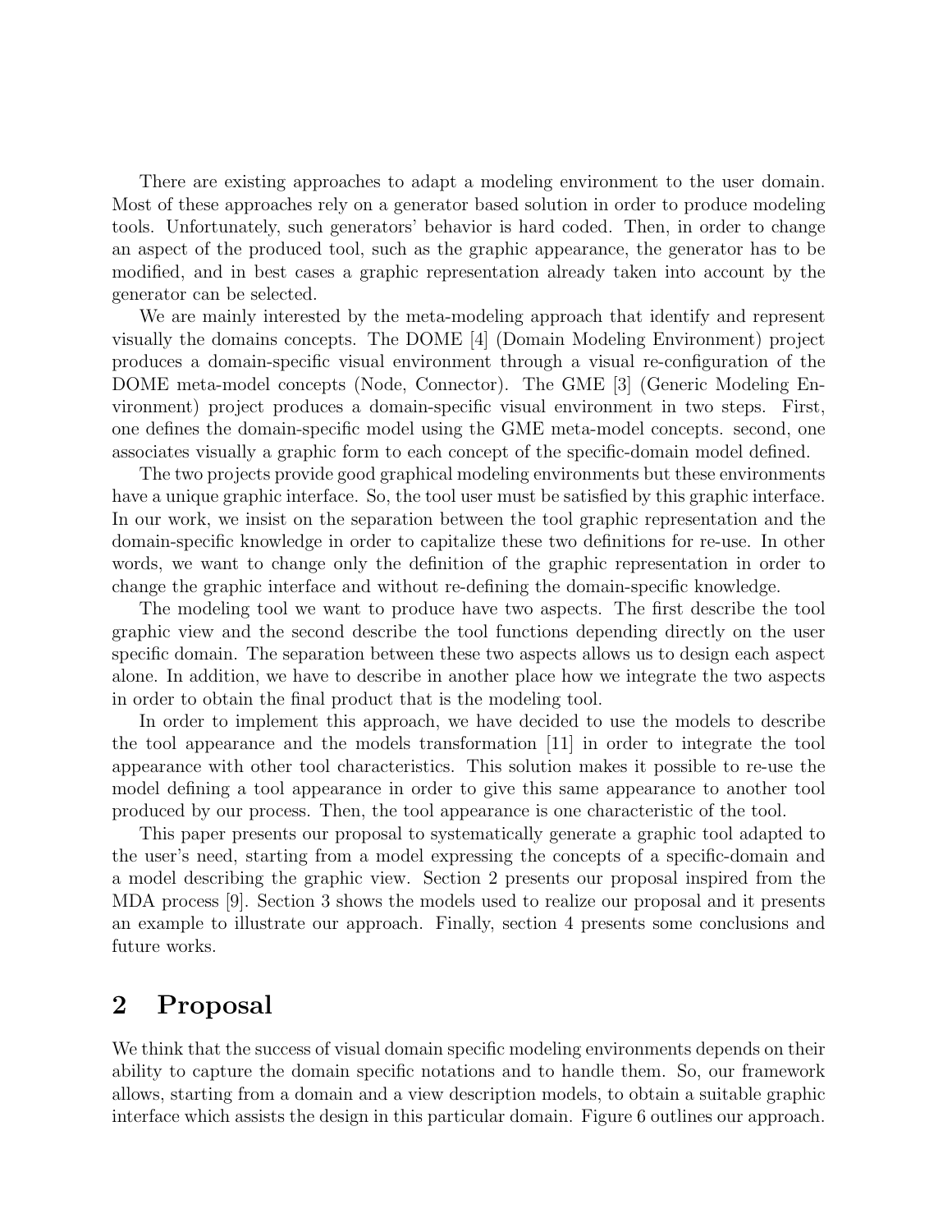There are existing approaches to adapt a modeling environment to the user domain. Most of these approaches rely on a generator based solution in order to produce modeling tools. Unfortunately, such generators' behavior is hard coded. Then, in order to change an aspect of the produced tool, such as the graphic appearance, the generator has to be modified, and in best cases a graphic representation already taken into account by the generator can be selected.

We are mainly interested by the meta-modeling approach that identify and represent visually the domains concepts. The DOME [4] (Domain Modeling Environment) project produces a domain-specific visual environment through a visual re-configuration of the DOME meta-model concepts (Node, Connector). The GME [3] (Generic Modeling Environment) project produces a domain-specific visual environment in two steps. First, one defines the domain-specific model using the GME meta-model concepts. second, one associates visually a graphic form to each concept of the specific-domain model defined.

The two projects provide good graphical modeling environments but these environments have a unique graphic interface. So, the tool user must be satisfied by this graphic interface. In our work, we insist on the separation between the tool graphic representation and the domain-specific knowledge in order to capitalize these two definitions for re-use. In other words, we want to change only the definition of the graphic representation in order to change the graphic interface and without re-defining the domain-specific knowledge.

The modeling tool we want to produce have two aspects. The first describe the tool graphic view and the second describe the tool functions depending directly on the user specific domain. The separation between these two aspects allows us to design each aspect alone. In addition, we have to describe in another place how we integrate the two aspects in order to obtain the final product that is the modeling tool.

In order to implement this approach, we have decided to use the models to describe the tool appearance and the models transformation [11] in order to integrate the tool appearance with other tool characteristics. This solution makes it possible to re-use the model defining a tool appearance in order to give this same appearance to another tool produced by our process. Then, the tool appearance is one characteristic of the tool.

This paper presents our proposal to systematically generate a graphic tool adapted to the user's need, starting from a model expressing the concepts of a specific-domain and a model describing the graphic view. Section 2 presents our proposal inspired from the MDA process [9]. Section 3 shows the models used to realize our proposal and it presents an example to illustrate our approach. Finally, section 4 presents some conclusions and future works.

## 2 Proposal

We think that the success of visual domain specific modeling environments depends on their ability to capture the domain specific notations and to handle them. So, our framework allows, starting from a domain and a view description models, to obtain a suitable graphic interface which assists the design in this particular domain. Figure 6 outlines our approach.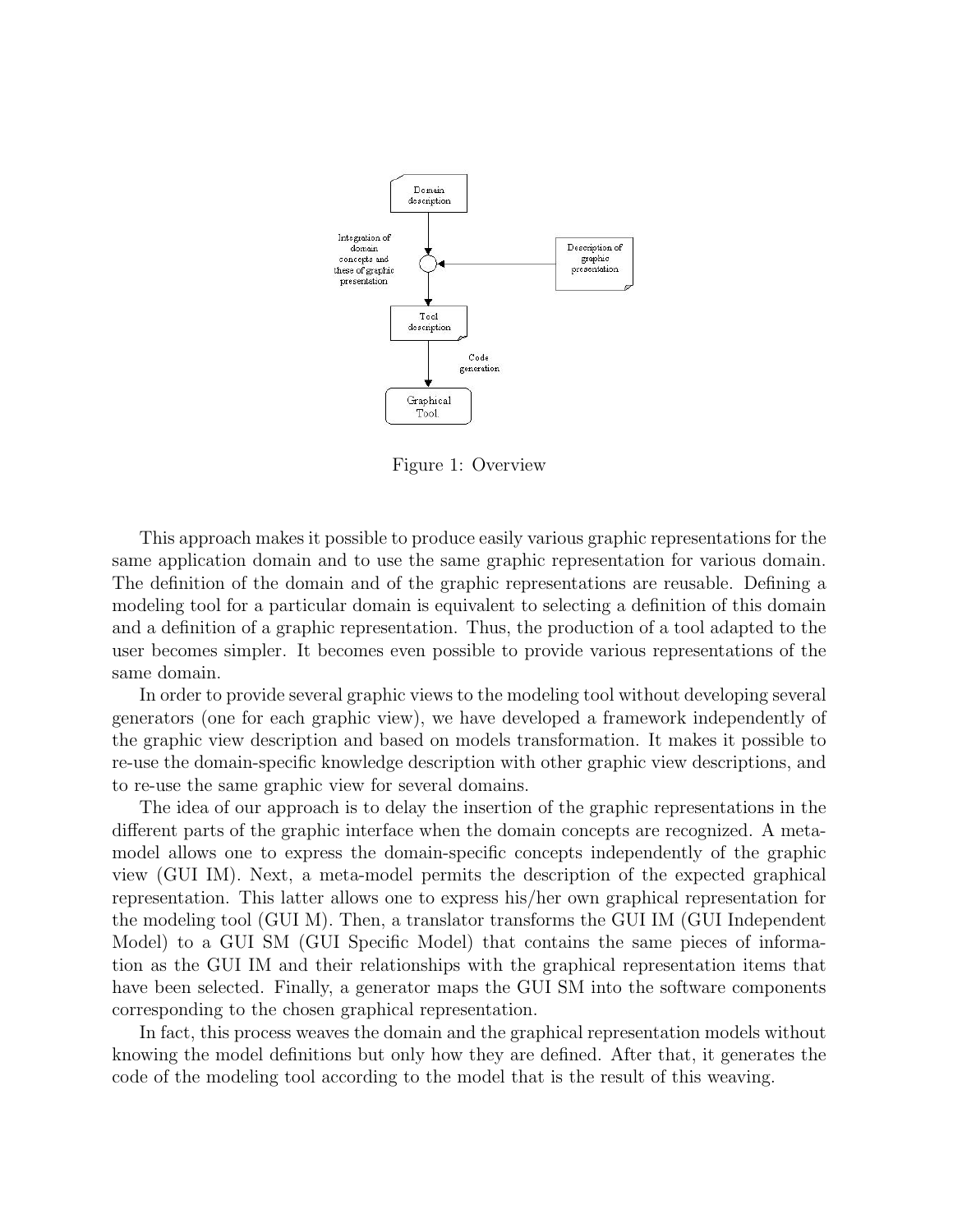Figure 1: Overview

This approach makes it possible to produce easily various graphic representations for the same application domain and to use the same graphic representation for various domain. The definition of the domain and of the graphic representations are reusable. Defining a modeling tool for a particular domain is equivalent to selecting a definition of this domain and a definition of a graphic representation. Thus, the production of a tool adapted to the user becomes simpler. It becomes even possible to provide various representations of the same domain.

In order to provide several graphic views to the modeling tool without developing several generators (one for each graphic view), we have developed a framework independently of the graphic view description and based on models transformation. It makes it possible to re-use the domain-specific knowledge description with other graphic view descriptions, and to re-use the same graphic view for several domains.

The idea of our approach is to delay the insertion of the graphic representations in the different parts of the graphic interface when the domain concepts are recognized. A meta-model allows one to express the domain-specific concepts independently of the graphic view (GUI IM). Next, a meta-model permits the description of the expected graphical representation. This latter allows one to express his/her own graphical representation for the modeling tool (GUI M). Then, a translator transforms the GUI IM (GUI Independent Model) to a GUI SM (GUI Specific Model) that contains the same pieces of information as the GUI IM and their relationships with the graphical representation items that have been selected. Finally, a generator maps the GUI SM into the software components corresponding to the chosen graphical representation.

In fact, this process weaves the domain and the graphical representation models without knowing the model definitions but only how they are defined. After that, it generates the code of the modeling tool according to the model that is the result of this weaving.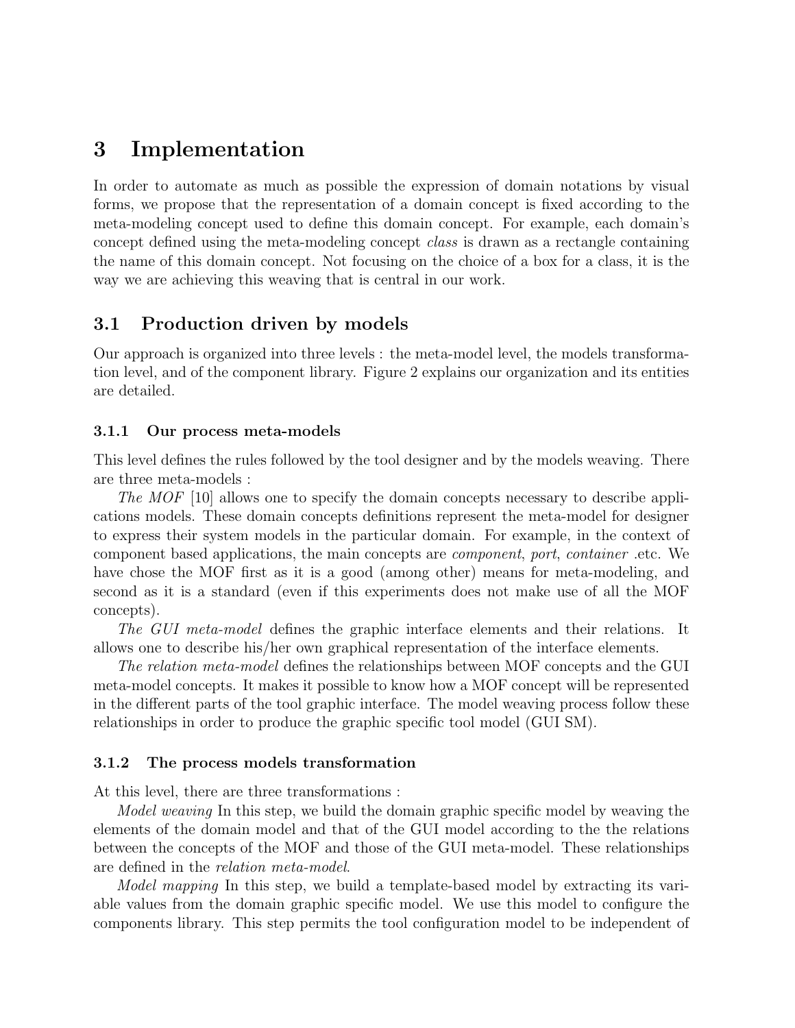# 3 Implementation

In order to automate as much as possible the expression of domain notations by visual forms, we propose that the representation of a domain concept is fixed according to the meta-modeling concept used to define this domain concept. For example, each domain's concept defined using the meta-modeling concept *class* is drawn as a rectangle containing the name of this domain concept. Not focusing on the choice of a box for a class, it is the way we are achieving this weaving that is central in our work.

## 3.1 Production driven by models

Our approach is organized into three levels : the meta-model level, the models transformation level, and of the component library. Figure 2 explains our organization and its entities are detailed.

### 3.1.1 Our process meta-models

This level defines the rules followed by the tool designer and by the models weaving. There are three meta-models :

*The MOF* [10] allows one to specify the domain concepts necessary to describe applications models. These domain concepts definitions represent the meta-model for designer to express their system models in the particular domain. For example, in the context of component based applications, the main concepts are *component*, *port*, *container* .etc. We have chose the MOF first as it is a good (among other) means for meta-modeling, and second as it is a standard (even if this experiments does not make use of all the MOF concepts).

*The GUI meta-model* defines the graphic interface elements and their relations. It allows one to describe his/her own graphical representation of the interface elements.

*The relation meta-model* defines the relationships between MOF concepts and the GUI meta-model concepts. It makes it possible to know how a MOF concept will be represented in the different parts of the tool graphic interface. The model weaving process follow these relationships in order to produce the graphic specific tool model (GUI SM).

### 3.1.2 The process models transformation

At this level, there are three transformations :

*Model weaving* In this step, we build the domain graphic specific model by weaving the elements of the domain model and that of the GUI model according to the the relations between the concepts of the MOF and those of the GUI meta-model. These relationships are defined in the *relation meta-model*.

*Model mapping* In this step, we build a template-based model by extracting its variable values from the domain graphic specific model. We use this model to configure the components library. This step permits the tool configuration model to be independent of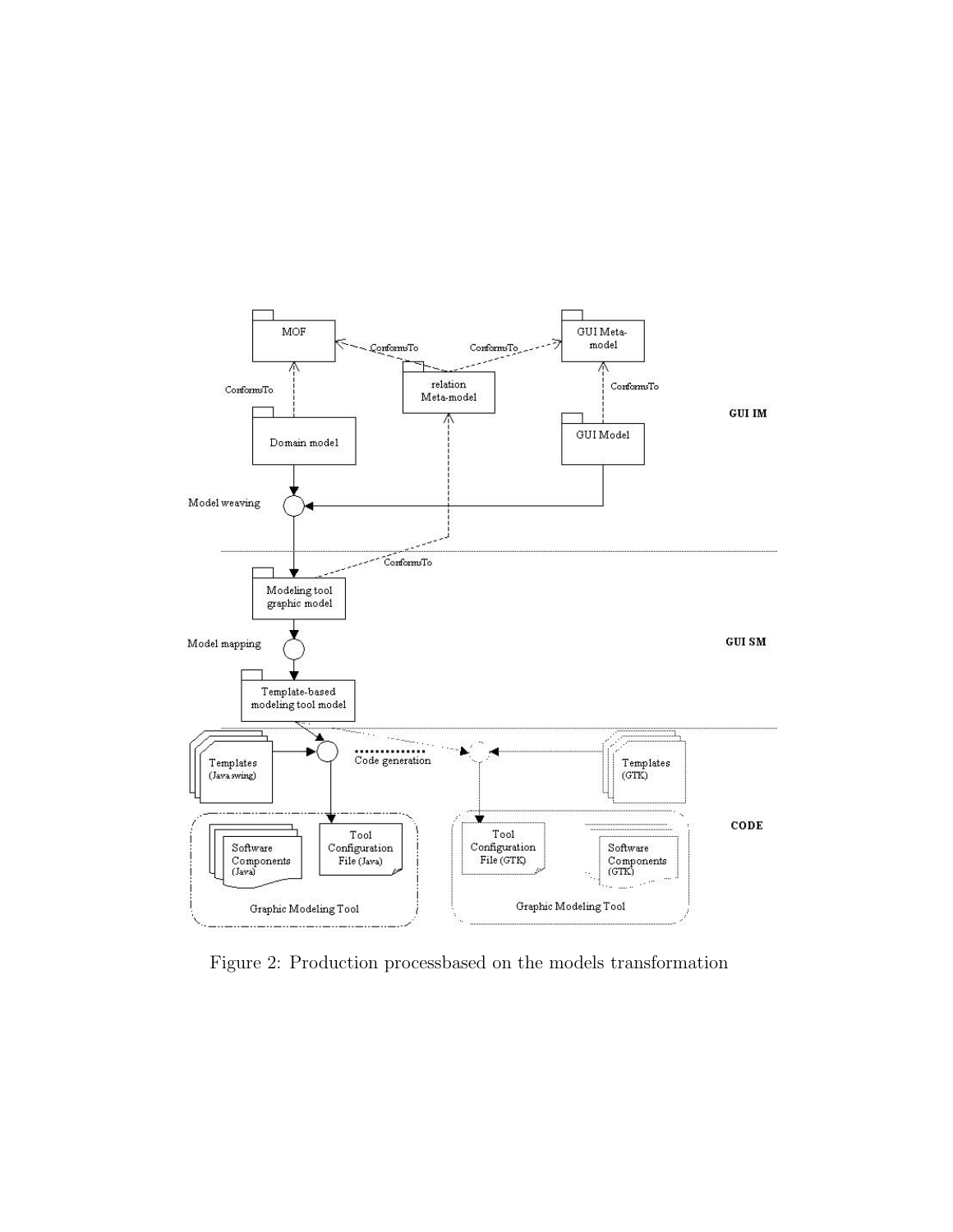Figure 2: Production processbased on the models transformation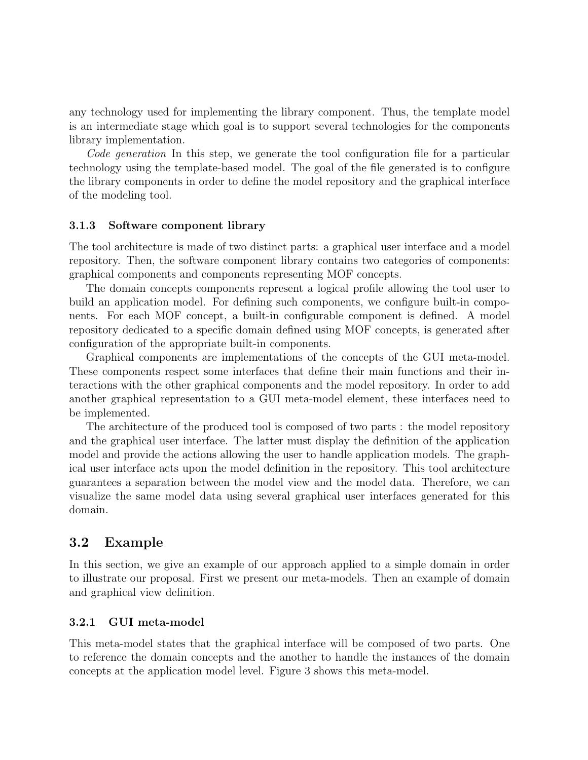any technology used for implementing the library component. Thus, the template model is an intermediate stage which goal is to support several technologies for the components library implementation.

*Code generation* In this step, we generate the tool configuration file for a particular technology using the template-based model. The goal of the file generated is to configure the library components in order to define the model repository and the graphical interface of the modeling tool.

#### 3.1.3 Software component library

The tool architecture is made of two distinct parts: a graphical user interface and a model repository. Then, the software component library contains two categories of components: graphical components and components representing MOF concepts.

The domain concepts components represent a logical profile allowing the tool user to build an application model. For defining such components, we configure built-in components. For each MOF concept, a built-in configurable component is defined. A model repository dedicated to a specific domain defined using MOF concepts, is generated after configuration of the appropriate built-in components.

Graphical components are implementations of the concepts of the GUI meta-model. These components respect some interfaces that define their main functions and their interactions with the other graphical components and the model repository. In order to add another graphical representation to a GUI meta-model element, these interfaces need to be implemented.

The architecture of the produced tool is composed of two parts : the model repository and the graphical user interface. The latter must display the definition of the application model and provide the actions allowing the user to handle application models. The graphical user interface acts upon the model definition in the repository. This tool architecture guarantees a separation between the model view and the model data. Therefore, we can visualize the same model data using several graphical user interfaces generated for this domain.

### 3.2 Example

In this section, we give an example of our approach applied to a simple domain in order to illustrate our proposal. First we present our meta-models. Then an example of domain and graphical view definition.

#### 3.2.1 GUI meta-model

This meta-model states that the graphical interface will be composed of two parts. One to reference the domain concepts and the another to handle the instances of the domain concepts at the application model level. Figure 3 shows this meta-model.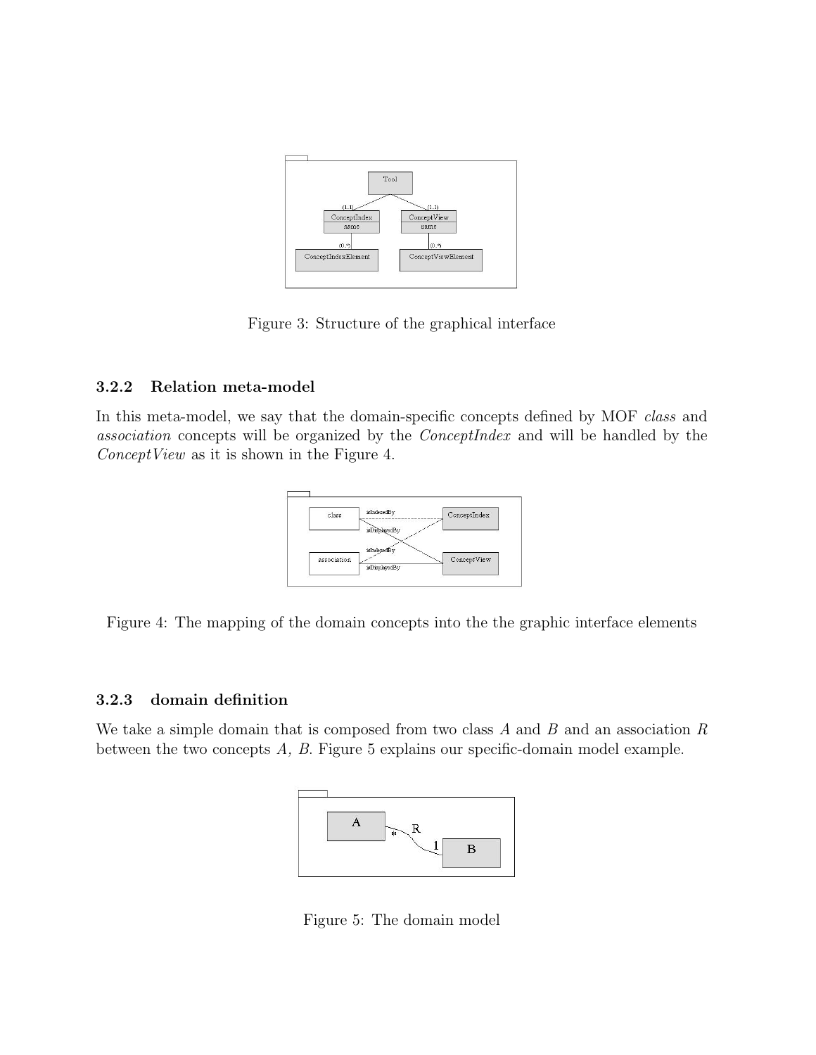Figure 3: Structure of the graphical interface

### 3.2.2 Relation meta-model

In this meta-model, we say that the domain-specific concepts defined by MOF *class* and *association* concepts will be organized by the *ConceptIndex* and will be handled by the *ConceptView* as it is shown in the Figure 4.

Figure 4: The mapping of the domain concepts into the the graphic interface elements

### 3.2.3 domain definition

We take a simple domain that is composed from two class *A* and *B* and an association *R* between the two concepts *A, B*. Figure 5 explains our specific-domain model example.

Figure 5: The domain model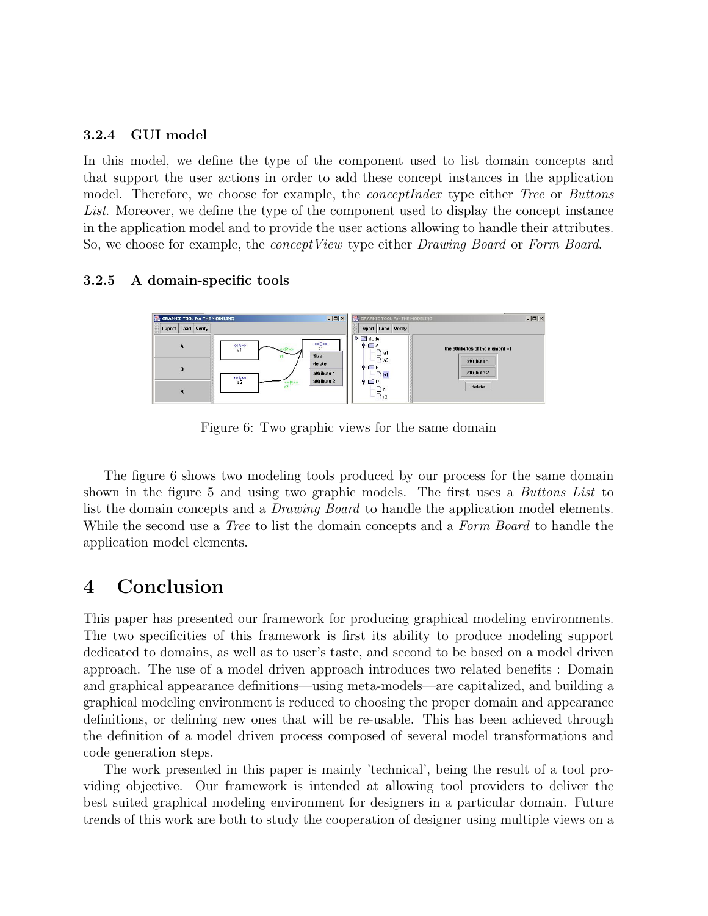### 3.2.4 GUI model

In this model, we define the type of the component used to list domain concepts and that support the user actions in order to add these concept instances in the application model. Therefore, we choose for example, the *conceptIndex* type either *Tree* or *Buttons List*. Moreover, we define the type of the component used to display the concept instance in the application model and to provide the user actions allowing to handle their attributes. So, we choose for example, the *conceptView* type either *Drawing Board* or *Form Board*.

### 3.2.5 A domain-specific tools

Figure 6: Two graphic views for the same domain

The figure 6 shows two modeling tools produced by our process for the same domain shown in the figure 5 and using two graphic models. The first uses a *Buttons List* to list the domain concepts and a *Drawing Board* to handle the application model elements. While the second use a *Tree* to list the domain concepts and a *Form Board* to handle the application model elements.

# 4 Conclusion

This paper has presented our framework for producing graphical modeling environments. The two specificities of this framework is first its ability to produce modeling support dedicated to domains, as well as to user's taste, and second to be based on a model driven approach. The use of a model driven approach introduces two related benefits : Domain and graphical appearance definitions—using meta-models—are capitalized, and building a graphical modeling environment is reduced to choosing the proper domain and appearance definitions, or defining new ones that will be re-usable. This has been achieved through the definition of a model driven process composed of several model transformations and code generation steps.

The work presented in this paper is mainly 'technical', being the result of a tool providing objective. Our framework is intended at allowing tool providers to deliver the best suited graphical modeling environment for designers in a particular domain. Future trends of this work are both to study the cooperation of designer using multiple views on a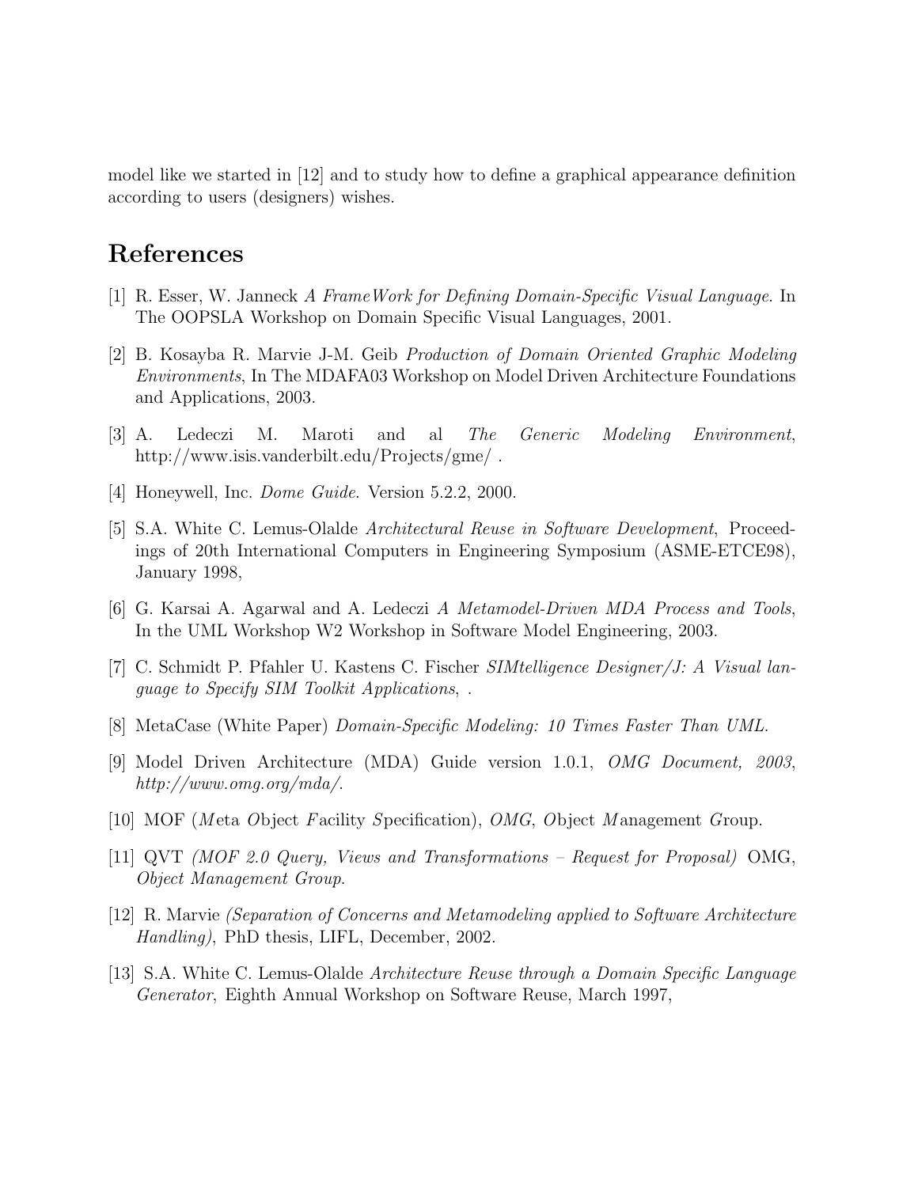model like we started in [12] and to study how to define a graphical appearance definition according to users (designers) wishes.

## References

[1] R. Esser, W. Janneck *A FrameWork for Defining Domain-Specific Visual Language*. In The OOPSLA Workshop on Domain Specific Visual Languages, 2001.

[2] B. Kosayba R. Marvie J-M. Geib *Production of Domain Oriented Graphic Modeling Environments*, In The MDAFA03 Workshop on Model Driven Architecture Foundations and Applications, 2003.

[3] A. Ledeczi M. Maroti and al *The Generic Modeling Environment*, http://www.isis.vanderbilt.edu/Projects/gme/ .

[4] Honeywell, Inc. *Dome Guide*. Version 5.2.2, 2000.

[5] S.A. White C. Lemus-Olalde *Architectural Reuse in Software Development*, Proceedings of 20th International Computers in Engineering Symposium (ASME-ETCE98), January 1998,

[6] G. Karsai A. Agarwal and A. Ledeczi *A Metamodel-Driven MDA Process and Tools*, In the UML Workshop W2 Workshop in Software Model Engineering, 2003.

[7] C. Schmidt P. Pfahler U. Kastens C. Fischer *SIMtelligence Designer/J: A Visual language to Specify SIM Toolkit Applications*, .

[8] MetaCase (White Paper) *Domain-Specific Modeling: 10 Times Faster Than UML*.

[9] Model Driven Architecture (MDA) Guide version 1.0.1, *OMG Document, 2003, http://www.omg.org/mda/*.

[10] MOF (*M*eta *O*bject *F*acility *S*pecification), *OMG*, *O*bject *M*anagement *G*roup.

[11] QVT *(MOF 2.0 Query, Views and Transformations – Request for Proposal)* OMG, *Object Management Group*.

[12] R. Marvie *(Separation of Concerns and Metamodeling applied to Software Architecture Handling)*, PhD thesis, LIFL, December, 2002.

[13] S.A. White C. Lemus-Olalde *Architecture Reuse through a Domain Specific Language Generator*, Eighth Annual Workshop on Software Reuse, March 1997,